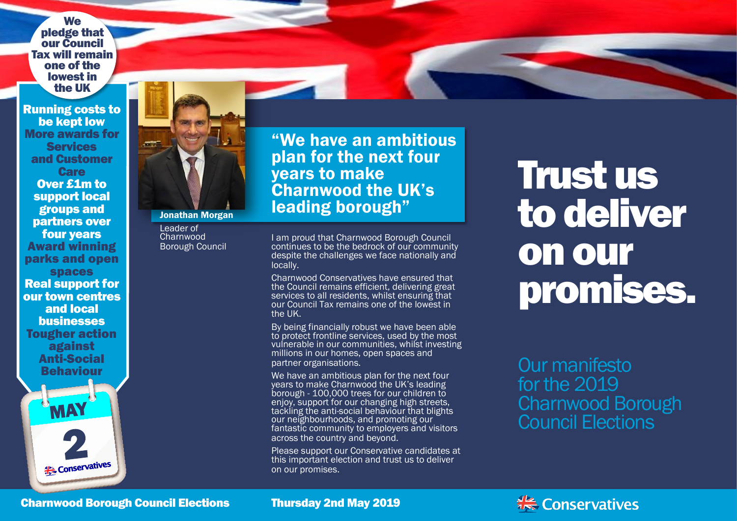We pledge that our Council Tax will remain one of the lowest in the UK

**Running costs to be kept low**

**More awards for Services and Customer Care**

**Over £1m to support local groups and partners over four years**

**Award winning parks and open spaces**

**Real support for our town centres and local businesses**

**Tougher action against Anti-Social Behaviour**

MAY 2

Conservatives

**Jonathan Morgan**

Leader of Charnwood Borough Council

## "We have an ambitious plan for the next four years to make Charnwood the UK's leading borough"

I am proud that Charnwood Borough Council continues to be the bedrock of our community despite the challenges we face nationally and locally.

Charnwood Conservatives have ensured that the Council remains efficient, delivering great services to all residents, whilst ensuring that our Council Tax remains one of the lowest in the UK.

By being financially robust we have been able to protect frontline services, used by the most vulnerable in our communities, whilst investing millions in our homes, open spaces and partner organisations.

We have an ambitious plan for the next four years to make Charnwood the UK's leading borough - 100,000 trees for our children to enjoy, support for our changing high streets, tackling the anti-social behaviour that blights our neighbourhoods, and promoting our fantastic community to employers and visitors across the country and beyond.

Please support our Conservative candidates at this important election and trust us to deliver on our promises.

# Trust us to deliver on our promises.

Our manifesto for the 2019 Charnwood Borough Council Elections

**Charnwood Borough Council Elections** **Thursday 2nd May 2019**

Conservatives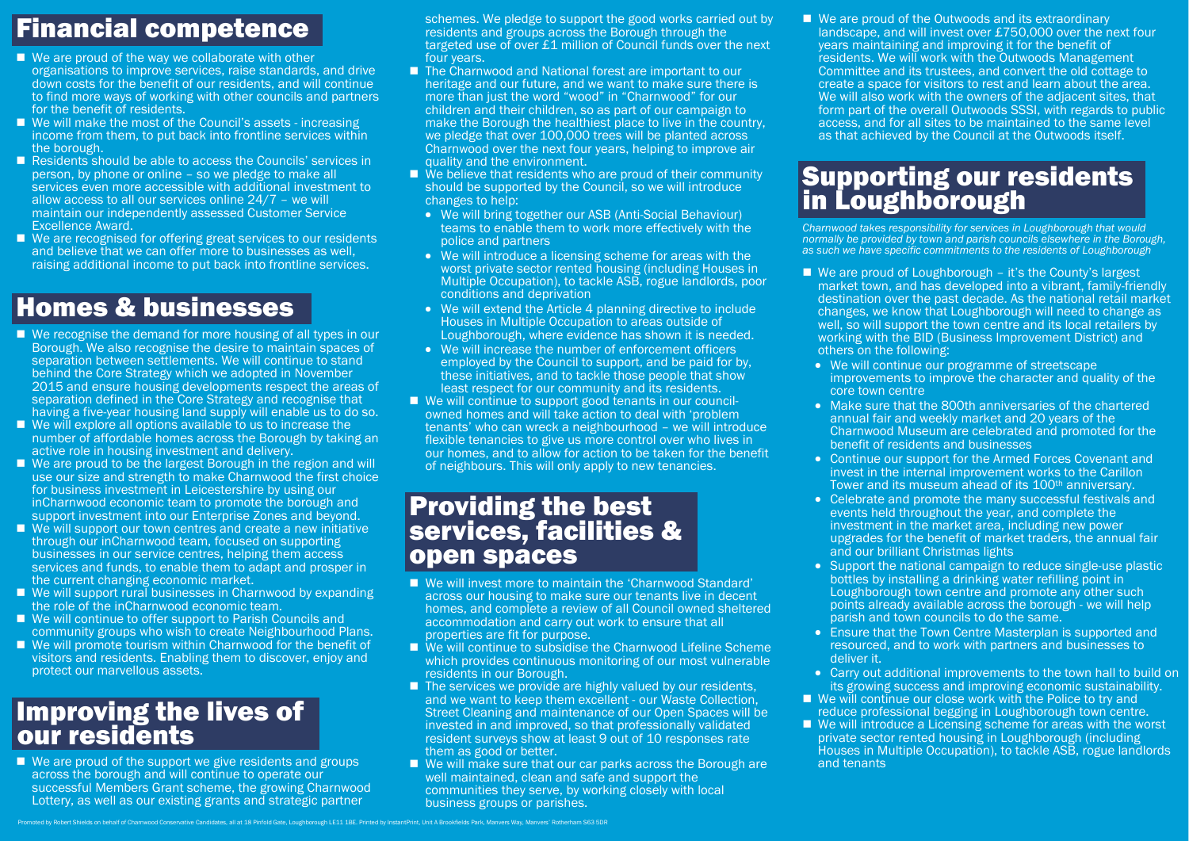## Financial competence

- We are proud of the way we collaborate with other organisations to improve services, raise standards, and drive down costs for the benefit of our residents, and will continue to find more ways of working with other councils and partners for the benefit of residents.
- We will make the most of the Council's assets - increasing income from them, to put back into frontline services within the borough.
- Residents should be able to access the Councils' services in person, by phone or online – so we pledge to make all services even more accessible with additional investment to allow access to all our services online 24/7 – we will maintain our independently assessed Customer Service Excellence Award.
- We are recognised for offering great services to our residents and believe that we can offer more to businesses as well, raising additional income to put back into frontline services.

## Homes & businesses

- We recognise the demand for more housing of all types in our Borough. We also recognise the desire to maintain spaces of separation between settlements. We will continue to stand behind the Core Strategy which we adopted in November 2015 and ensure housing developments respect the areas of separation defined in the Core Strategy and recognise that having a five-year housing land supply will enable us to do so.
- We will explore all options available to us to increase the number of affordable homes across the Borough by taking an active role in housing investment and delivery.
- We are proud to be the largest Borough in the region and will use our size and strength to make Charnwood the first choice for business investment in Leicestershire by using our inCharnwood economic team to promote the borough and support investment into our Enterprise Zones and beyond.
- We will support our town centres and create a new initiative through our inCharnwood team, focused on supporting businesses in our service centres, helping them access services and funds, to enable them to adapt and prosper in the current changing economic market.
- We will support rural businesses in Charnwood by expanding the role of the inCharnwood economic team.
- We will continue to offer support to Parish Councils and community groups who wish to create Neighbourhood Plans.
- We will promote tourism within Charnwood for the benefit of visitors and residents. Enabling them to discover, enjoy and protect our marvellous assets.

## Improving the lives of our residents

- We are proud of the support we give residents and groups across the borough and will continue to operate our successful Members Grant scheme, the growing Charnwood Lottery, as well as our existing grants and strategic partner schemes. We pledge to support the good works carried out by residents and groups across the Borough through the targeted use of over £1 million of Council funds over the next four years.
- The Charnwood and National forest are important to our heritage and our future, and we want to make sure there is more than just the word "wood" in "Charnwood" for our children and their children, so as part of our campaign to make the Borough the healthiest place to live in the country, we pledge that over 100,000 trees will be planted across Charnwood over the next four years, helping to improve air quality and the environment.
- We believe that residents who are proud of their community should be supported by the Council, so we will introduce changes to help:
  - We will bring together our ASB (Anti-Social Behaviour) teams to enable them to work more effectively with the police and partners
  - We will introduce a licensing scheme for areas with the worst private sector rented housing (including Houses in Multiple Occupation), to tackle ASB, rogue landlords, poor conditions and deprivation
  - We will extend the Article 4 planning directive to include Houses in Multiple Occupation to areas outside of Loughborough, where evidence has shown it is needed.
  - We will increase the number of enforcement officers employed by the Council to support, and be paid for by, these initiatives, and to tackle those people that show least respect for our community and its residents.
- We will continue to support good tenants in our council-owned homes and will take action to deal with 'problem tenants' who can wreck a neighbourhood – we will introduce flexible tenancies to give us more control over who lives in our homes, and to allow for action to be taken for the benefit of neighbours. This will only apply to new tenancies.

## Providing the best services, facilities & open spaces

- We will invest more to maintain the 'Charnwood Standard' across our housing to make sure our tenants live in decent homes, and complete a review of all Council owned sheltered accommodation and carry out work to ensure that all properties are fit for purpose.
- We will continue to subsidise the Charnwood Lifeline Scheme which provides continuous monitoring of our most vulnerable residents in our Borough.
- The services we provide are highly valued by our residents, and we want to keep them excellent - our Waste Collection, Street Cleaning and maintenance of our Open Spaces will be invested in and improved, so that professionally validated resident surveys show at least 9 out of 10 responses rate them as good or better.
- We will make sure that our car parks across the Borough are well maintained, clean and safe and support the communities they serve, by working closely with local business groups or parishes.
- We are proud of the Outwoods and its extraordinary landscape, and will invest over £750,000 over the next four years maintaining and improving it for the benefit of residents. We will work with the Outwoods Management Committee and its trustees, and convert the old cottage to create a space for visitors to rest and learn about the area. We will also work with the owners of the adjacent sites, that form part of the overall Outwoods SSSI, with regards to public access, and for all sites to be maintained to the same level as that achieved by the Council at the Outwoods itself.

## Supporting our residents in Loughborough

*Charnwood takes responsibility for services in Loughborough that would normally be provided by town and parish councils elsewhere in the Borough, as such we have specific commitments to the residents of Loughborough*

- We are proud of Loughborough – it's the County's largest market town, and has developed into a vibrant, family-friendly destination over the past decade. As the national retail market changes, we know that Loughborough will need to change as well, so will support the town centre and its local retailers by working with the BID (Business Improvement District) and others on the following:
  - We will continue our programme of streetscape improvements to improve the character and quality of the core town centre
  - Make sure that the 800th anniversaries of the chartered annual fair and weekly market and 20 years of the Charnwood Museum are celebrated and promoted for the benefit of residents and businesses
  - Continue our support for the Armed Forces Covenant and invest in the internal improvement works to the Carillon Tower and its museum ahead of its 100th anniversary.
  - Celebrate and promote the many successful festivals and events held throughout the year, and complete the investment in the market area, including new power upgrades for the benefit of market traders, the annual fair and our brilliant Christmas lights
  - Support the national campaign to reduce single-use plastic bottles by installing a drinking water refilling point in Loughborough town centre and promote any other such points already available across the borough - we will help parish and town councils to do the same.
  - Ensure that the Town Centre Masterplan is supported and resourced, and to work with partners and businesses to deliver it.
  - Carry out additional improvements to the town hall to build on its growing success and improving economic sustainability.
- We will continue our close work with the Police to try and reduce professional begging in Loughborough town centre.
- We will introduce a Licensing scheme for areas with the worst private sector rented housing in Loughborough (including Houses in Multiple Occupation), to tackle ASB, rogue landlords and tenants

Promoted by Robert Shields on behalf of Charnwood Conservative Candidates, all at 18 Pinfold Gate, Loughborough LE11 1BE. Printed by InstantPrint, Unit A Brookfields Park, Manvers Way, Manvers' Rotherham S63 5DR